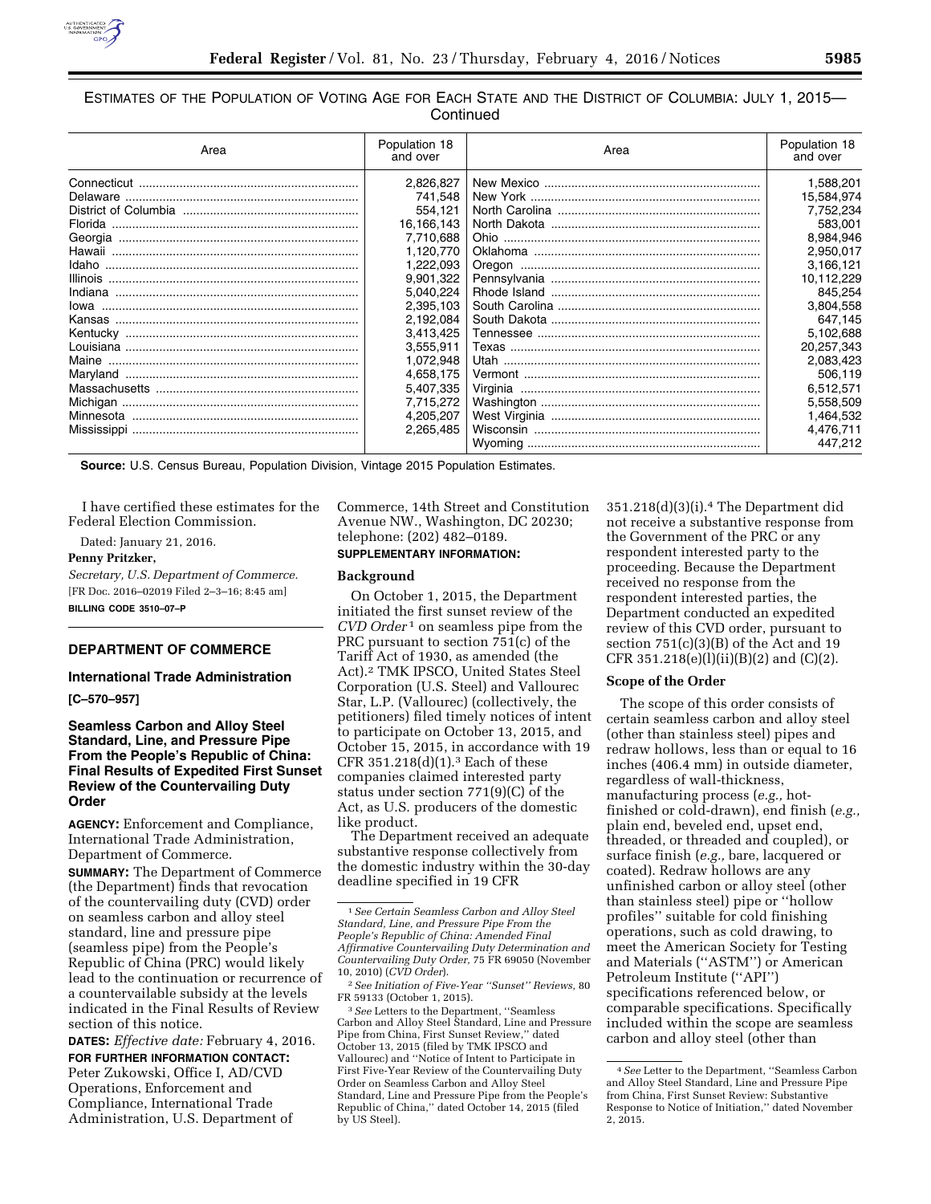ESTIMATES OF THE POPULATION OF VOTING AGE FOR EACH STATE AND THE DISTRICT OF COLUMBIA: JULY 1, 2015—Continued

| Area | Population 18 and over | Area | Population 18 and over |
| --- | --- | --- | --- |
| Connecticut | 2,826,827 | New Mexico | 1,588,201 |
| Delaware | 741,548 | New York | 15,584,974 |
| District of Columbia | 554,121 | North Carolina | 7,752,234 |
| Florida | 16,166,143 | North Dakota | 583,001 |
| Georgia | 7,710,688 | Ohio | 8,984,946 |
| Hawaii | 1,120,770 | Oklahoma | 2,950,017 |
| Idaho | 1,222,093 | Oregon | 3,166,121 |
| Illinois | 9,901,322 | Pennsylvania | 10,112,229 |
| Indiana | 5,040,224 | Rhode Island | 845,254 |
| Iowa | 2,395,103 | South Carolina | 3,804,558 |
| Kansas | 2,192,084 | South Dakota | 647,145 |
| Kentucky | 3,413,425 | Tennessee | 5,102,688 |
| Louisiana | 3,555,911 | Texas | 20,257,343 |
| Maine | 1,072,948 | Utah | 2,083,423 |
| Maryland | 4,658,175 | Vermont | 506,119 |
| Massachusetts | 5,407,335 | Virginia | 6,512,571 |
| Michigan | 7,715,272 | Washington | 5,558,509 |
| Minnesota | 4,205,207 | West Virginia | 1,464,532 |
| Mississippi | 2,265,485 | Wisconsin | 4,476,711 |
| | | Wyoming | 447,212 |

**Source:** U.S. Census Bureau, Population Division, Vintage 2015 Population Estimates.

I have certified these estimates for the Federal Election Commission.

Dated: January 21, 2016.

**Penny Pritzker,**

*Secretary, U.S. Department of Commerce.*

[FR Doc. 2016–02019 Filed 2–3–16; 8:45 am]

**BILLING CODE 3510–07–P**

## DEPARTMENT OF COMMERCE

### International Trade Administration

**[C–570–957]**

### Seamless Carbon and Alloy Steel Standard, Line, and Pressure Pipe From the People's Republic of China: Final Results of Expedited First Sunset Review of the Countervailing Duty Order

**AGENCY:** Enforcement and Compliance, International Trade Administration, Department of Commerce.

**SUMMARY:** The Department of Commerce (the Department) finds that revocation of the countervailing duty (CVD) order on seamless carbon and alloy steel standard, line and pressure pipe (seamless pipe) from the People's Republic of China (PRC) would likely lead to the continuation or recurrence of a countervailable subsidy at the levels indicated in the Final Results of Review section of this notice.

**DATES:** *Effective date:* February 4, 2016.

**FOR FURTHER INFORMATION CONTACT:** Peter Zukowski, Office I, AD/CVD Operations, Enforcement and Compliance, International Trade Administration, U.S. Department of Commerce, 14th Street and Constitution Avenue NW., Washington, DC 20230; telephone: (202) 482–0189.

**SUPPLEMENTARY INFORMATION:**

**Background**

On October 1, 2015, the Department initiated the first sunset review of the *CVD Order*[1] on seamless pipe from the PRC pursuant to section 751(c) of the Tariff Act of 1930, as amended (the Act).[2] TMK IPSCO, United States Steel Corporation (U.S. Steel) and Vallourec Star, L.P. (Vallourec) (collectively, the petitioners) filed timely notices of intent to participate on October 13, 2015, and October 15, 2015, in accordance with 19 CFR 351.218(d)(1).[3] Each of these companies claimed interested party status under section 771(9)(C) of the Act, as U.S. producers of the domestic like product.

The Department received an adequate substantive response collectively from the domestic industry within the 30-day deadline specified in 19 CFR 351.218(d)(3)(i).[4] The Department did not receive a substantive response from the Government of the PRC or any respondent interested party to the proceeding. Because the Department received no response from the respondent interested parties, the Department conducted an expedited review of this CVD order, pursuant to section 751(c)(3)(B) of the Act and 19 CFR 351.218(e)(l)(ii)(B)(2) and (C)(2).

**Scope of the Order**

The scope of this order consists of certain seamless carbon and alloy steel (other than stainless steel) pipes and redraw hollows, less than or equal to 16 inches (406.4 mm) in outside diameter, regardless of wall-thickness, manufacturing process (*e.g.,* hot-finished or cold-drawn), end finish (*e.g.,* plain end, beveled end, upset end, threaded, or threaded and coupled), or surface finish (*e.g.,* bare, lacquered or coated). Redraw hollows are any unfinished carbon or alloy steel (other than stainless steel) pipe or ''hollow profiles'' suitable for cold finishing operations, such as cold drawing, to meet the American Society for Testing and Materials (''ASTM'') or American Petroleum Institute (''API'') specifications referenced below, or comparable specifications. Specifically included within the scope are seamless carbon and alloy steel (other than

[1] *See Certain Seamless Carbon and Alloy Steel Standard, Line, and Pressure Pipe From the People's Republic of China: Amended Final Affirmative Countervailing Duty Determination and Countervailing Duty Order,* 75 FR 69050 (November 10, 2010) (*CVD Order*).

[2] *See Initiation of Five-Year ''Sunset'' Reviews,* 80 FR 59133 (October 1, 2015).

[3] *See* Letters to the Department, ''Seamless Carbon and Alloy Steel Standard, Line and Pressure Pipe from China, First Sunset Review,'' dated October 13, 2015 (filed by TMK IPSCO and Vallourec) and ''Notice of Intent to Participate in First Five-Year Review of the Countervailing Duty Order on Seamless Carbon and Alloy Steel Standard, Line and Pressure Pipe from the People's Republic of China,'' dated October 14, 2015 (filed by US Steel).

[4] *See* Letter to the Department, ''Seamless Carbon and Alloy Steel Standard, Line and Pressure Pipe from China, First Sunset Review: Substantive Response to Notice of Initiation,'' dated November 2, 2015.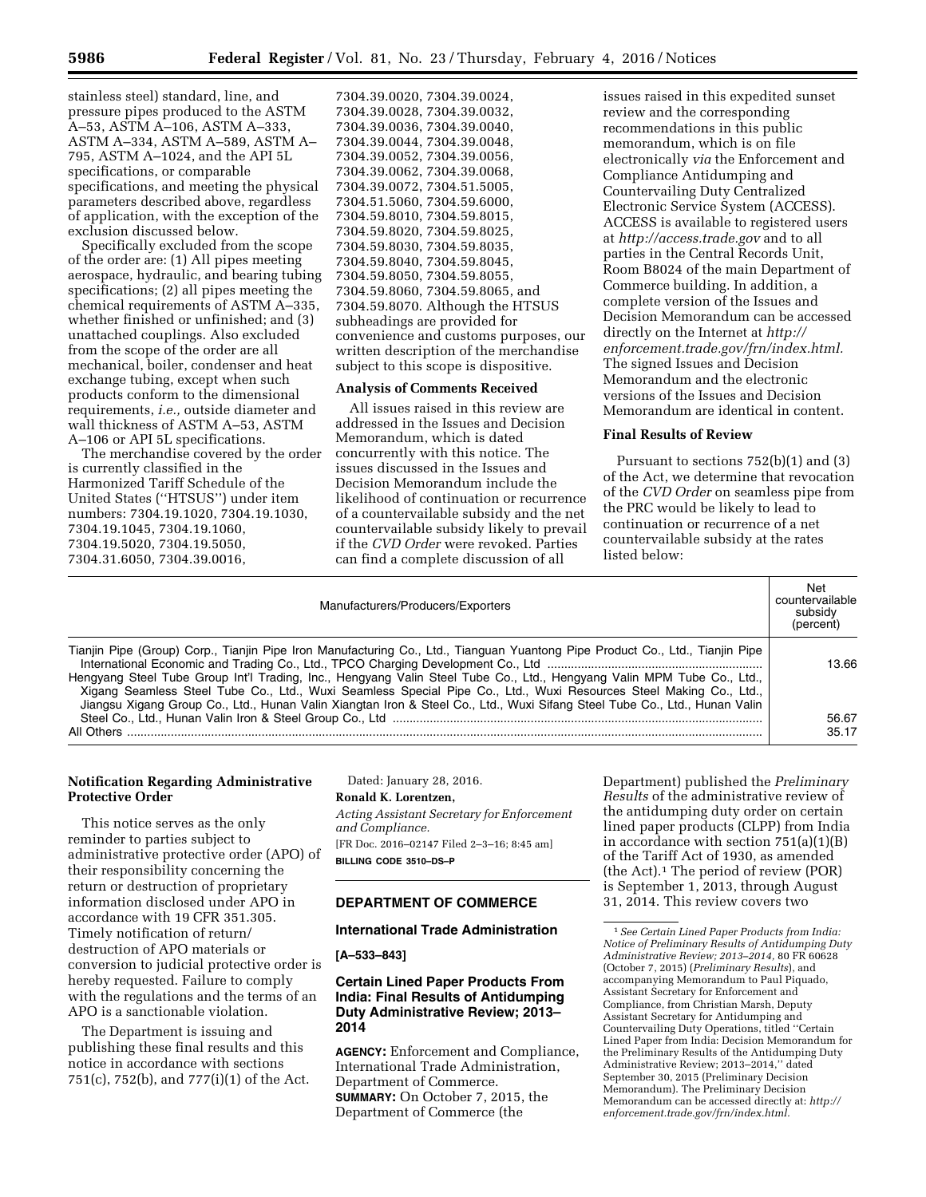stainless steel) standard, line, and pressure pipes produced to the ASTM A–53, ASTM A–106, ASTM A–333, ASTM A–334, ASTM A–589, ASTM A–795, ASTM A–1024, and the API 5L specifications, or comparable specifications, and meeting the physical parameters described above, regardless of application, with the exception of the exclusion discussed below.

Specifically excluded from the scope of the order are: (1) All pipes meeting aerospace, hydraulic, and bearing tubing specifications; (2) all pipes meeting the chemical requirements of ASTM A–335, whether finished or unfinished; and (3) unattached couplings. Also excluded from the scope of the order are all mechanical, boiler, condenser and heat exchange tubing, except when such products conform to the dimensional requirements, *i.e.,* outside diameter and wall thickness of ASTM A–53, ASTM A–106 or API 5L specifications.

The merchandise covered by the order is currently classified in the Harmonized Tariff Schedule of the United States (''HTSUS'') under item numbers: 7304.19.1020, 7304.19.1030, 7304.19.1045, 7304.19.1060, 7304.19.5020, 7304.19.5050, 7304.31.6050, 7304.39.0016, 7304.39.0020, 7304.39.0024, 7304.39.0028, 7304.39.0032, 7304.39.0036, 7304.39.0040, 7304.39.0044, 7304.39.0048, 7304.39.0052, 7304.39.0056, 7304.39.0062, 7304.39.0068, 7304.39.0072, 7304.51.5005, 7304.51.5060, 7304.59.6000, 7304.59.8010, 7304.59.8015, 7304.59.8020, 7304.59.8025, 7304.59.8030, 7304.59.8035, 7304.59.8040, 7304.59.8045, 7304.59.8050, 7304.59.8055, 7304.59.8060, 7304.59.8065, and 7304.59.8070. Although the HTSUS subheadings are provided for convenience and customs purposes, our written description of the merchandise subject to this scope is dispositive.

**Analysis of Comments Received**

All issues raised in this review are addressed in the Issues and Decision Memorandum, which is dated concurrently with this notice. The issues discussed in the Issues and Decision Memorandum include the likelihood of continuation or recurrence of a countervailable subsidy and the net countervailable subsidy likely to prevail if the *CVD Order* were revoked. Parties can find a complete discussion of all issues raised in this expedited sunset review and the corresponding recommendations in this public memorandum, which is on file electronically *via* the Enforcement and Compliance Antidumping and Countervailing Duty Centralized Electronic Service System (ACCESS). ACCESS is available to registered users at *http://access.trade.gov* and to all parties in the Central Records Unit, Room B8024 of the main Department of Commerce building. In addition, a complete version of the Issues and Decision Memorandum can be accessed directly on the Internet at *http://enforcement.trade.gov/frn/index.html.* The signed Issues and Decision Memorandum and the electronic versions of the Issues and Decision Memorandum are identical in content.

**Final Results of Review**

Pursuant to sections 752(b)(1) and (3) of the Act, we determine that revocation of the *CVD Order* on seamless pipe from the PRC would be likely to lead to continuation or recurrence of a net countervailable subsidy at the rates listed below:

| Manufacturers/Producers/Exporters | Net countervailable subsidy (percent) |
|---|---|
| Tianjin Pipe (Group) Corp., Tianjin Pipe Iron Manufacturing Co., Ltd., Tianguan Yuantong Pipe Product Co., Ltd., Tianjin Pipe International Economic and Trading Co., Ltd., TPCO Charging Development Co., Ltd | 13.66 |
| Hengyang Steel Tube Group Int'l Trading, Inc., Hengyang Valin Steel Tube Co., Ltd., Hengyang Valin MPM Tube Co., Ltd., Xigang Seamless Steel Tube Co., Ltd., Wuxi Seamless Special Pipe Co., Ltd., Wuxi Resources Steel Making Co., Ltd., Jiangsu Xigang Group Co., Ltd., Hunan Valin Xiangtan Iron & Steel Co., Ltd., Wuxi Sifang Steel Tube Co., Ltd., Hunan Valin Steel Co., Ltd., Hunan Valin Iron & Steel Group Co., Ltd | 56.67 |
| All Others | 35.17 |

**Notification Regarding Administrative Protective Order**

This notice serves as the only reminder to parties subject to administrative protective order (APO) of their responsibility concerning the return or destruction of proprietary information disclosed under APO in accordance with 19 CFR 351.305. Timely notification of return/destruction of APO materials or conversion to judicial protective order is hereby requested. Failure to comply with the regulations and the terms of an APO is a sanctionable violation.

The Department is issuing and publishing these final results and this notice in accordance with sections 751(c), 752(b), and 777(i)(1) of the Act.

Dated: January 28, 2016.

**Ronald K. Lorentzen,**

*Acting Assistant Secretary for Enforcement and Compliance.*

[FR Doc. 2016–02147 Filed 2–3–16; 8:45 am]

**BILLING CODE 3510–DS–P**

## DEPARTMENT OF COMMERCE

### International Trade Administration

**[A–533–843]**

### Certain Lined Paper Products From India: Final Results of Antidumping Duty Administrative Review; 2013–2014

**AGENCY:** Enforcement and Compliance, International Trade Administration, Department of Commerce.

**SUMMARY:** On October 7, 2015, the Department of Commerce (the Department) published the *Preliminary Results* of the administrative review of the antidumping duty order on certain lined paper products (CLPP) from India in accordance with section 751(a)(1)(B) of the Tariff Act of 1930, as amended (the Act).[1] The period of review (POR) is September 1, 2013, through August 31, 2014. This review covers two

[1] *See Certain Lined Paper Products from India: Notice of Preliminary Results of Antidumping Duty Administrative Review; 2013–2014,* 80 FR 60628 (October 7, 2015) (*Preliminary Results*), and accompanying Memorandum to Paul Piquado, Assistant Secretary for Enforcement and Compliance, from Christian Marsh, Deputy Assistant Secretary for Antidumping and Countervailing Duty Operations, titled ''Certain Lined Paper from India: Decision Memorandum for the Preliminary Results of the Antidumping Duty Administrative Review; 2013–2014,'' dated September 30, 2015 (Preliminary Decision Memorandum). The Preliminary Decision Memorandum can be accessed directly at: *http://enforcement.trade.gov/frn/index.html.*